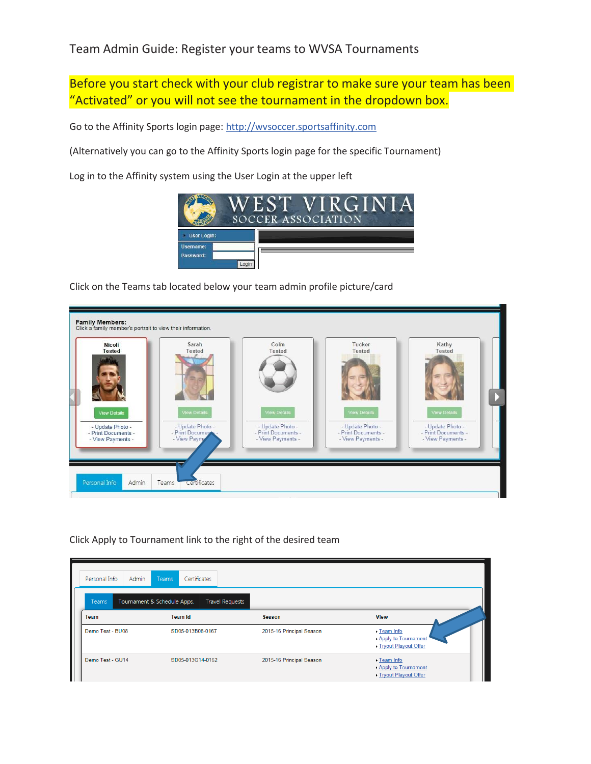Team Admin Guide: Register your teams to WVSA Tournaments

**Before you start check with your club registrar to make sure your team has been "Activated" or you will not see the tournament in the dropdown box.**

Go to the Affinity Sports login page: http://wvsoccer.sportsaffinity.com

(Alternatively you can go to the Affinity Sports login page for the specific Tournament)

Log in to the Affinity system using the User Login at the upper left

Click on the Teams tab located below your team admin profile picture/card

Click Apply to Tournament link to the right of the desired team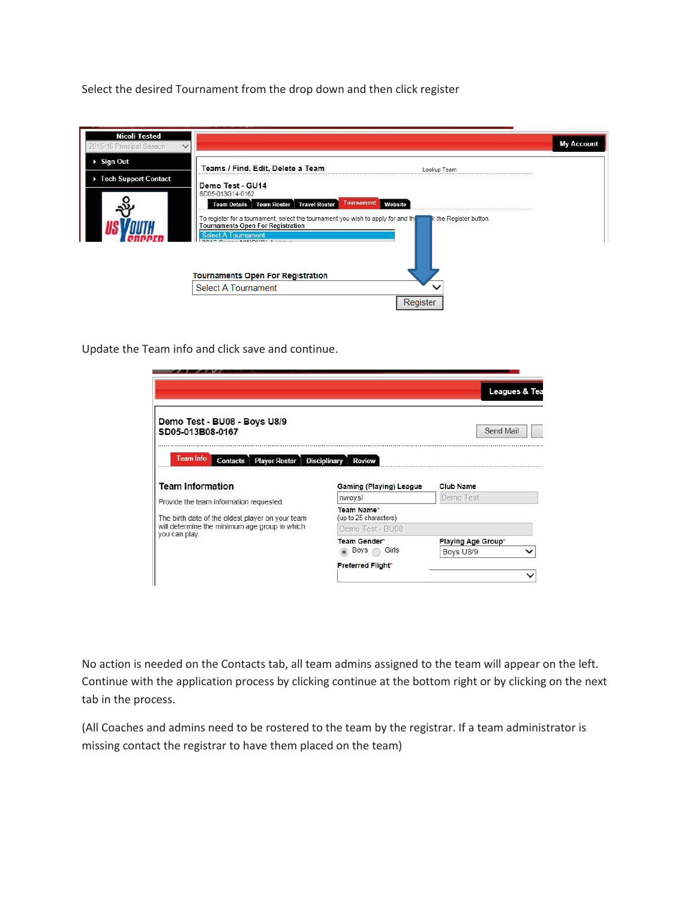Select the desired Tournament from the drop down and then click register

Update the Team info and click save and continue.

No action is needed on the Contacts tab, all team admins assigned to the team will appear on the left. Continue with the application process by clicking continue at the bottom right or by clicking on the next tab in the process.

(All Coaches and admins need to be rostered to the team by the registrar. If a team administrator is missing contact the registrar to have them placed on the team)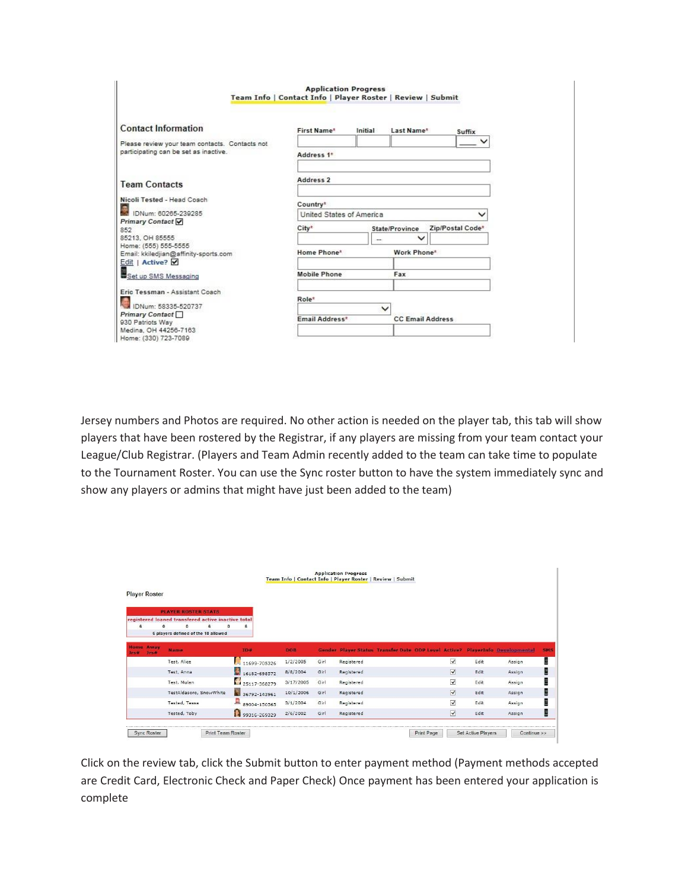**Application Progress**

Team Info | Contact Info | Player Roster | Review | Submit

### Contact Information

Please review your team contacts. Contacts not participating can be set as inactive.

### Team Contacts

Nicoli Tested - Head Coach

IDNum: 60265-239285

*Primary Contact* ☑

852

85213, OH 85555

Home: (555) 555-5555

Email: kkiledjian@affinity-sports.com

Edit | Active? ☑

Set up SMS Messaging

Eric Tessman - Assistant Coach

IDNum: 58335-520737

*Primary Contact* ☐

930 Patriots Way

Medina, OH 44256-7163

Home: (330) 723-7089

First Name* | Initial | Last Name* | Suffix

Address 1*

Address 2

Country*: United States of America

City* | State/Province | Zip/Postal Code*

Home Phone* | Work Phone*

Mobile Phone | Fax

Role*

Email Address* | CC Email Address

Jersey numbers and Photos are required. No other action is needed on the player tab, this tab will show players that have been rostered by the Registrar, if any players are missing from your team contact your League/Club Registrar. (Players and Team Admin recently added to the team can take time to populate to the Tournament Roster. You can use the Sync roster button to have the system immediately sync and show any players or admins that might have just been added to the team)

**Application Progress**

Team Info | Contact Info | Player Roster | Review | Submit

Player Roster

| PLAYER ROSTER STATS | | | | | |
|---|---|---|---|---|---|
| registered | loaned | transfered | active | inactive | total |
| 6 | 0 | 0 | 6 | 0 | 6 |

6 players defined of the 18 allowed

| Home Jrs# | Away Jrs# | Name | ID# | DOB | Gender | Player Status | Transfer Date | ODP Level | Active? | PlayerInfo | Developmental | SMS |
|---|---|---|---|---|---|---|---|---|---|---|---|---|
| | | Test, Alice | 11699-705326 | 1/2/2005 | Girl | Registered | | | ☑ | Edit | Assign | |
| | | Test, Anna | 16182-698572 | 8/8/2004 | Girl | Registered | | | ☑ | Edit | Assign | |
| | | Test, Mulan | 25117-368279 | 3/17/2005 | Girl | Registered | | | ☑ | Edit | Assign | |
| | | TestAldacoro, SnowWhite | 36792-143961 | 10/1/2006 | Girl | Registered | | | ☑ | Edit | Assign | |
| | | Tested, Tessa | 89004-150565 | 3/1/2004 | Girl | Registered | | | ☑ | Edit | Assign | |
| | | Tested, Toby | 99316-269329 | 2/6/2002 | Girl | Registered | | | ☑ | Edit | Assign | |

Sync Roster | Print Team Roster | Print Page | Set Active Players | Continue >>

Click on the review tab, click the Submit button to enter payment method (Payment methods accepted are Credit Card, Electronic Check and Paper Check) Once payment has been entered your application is complete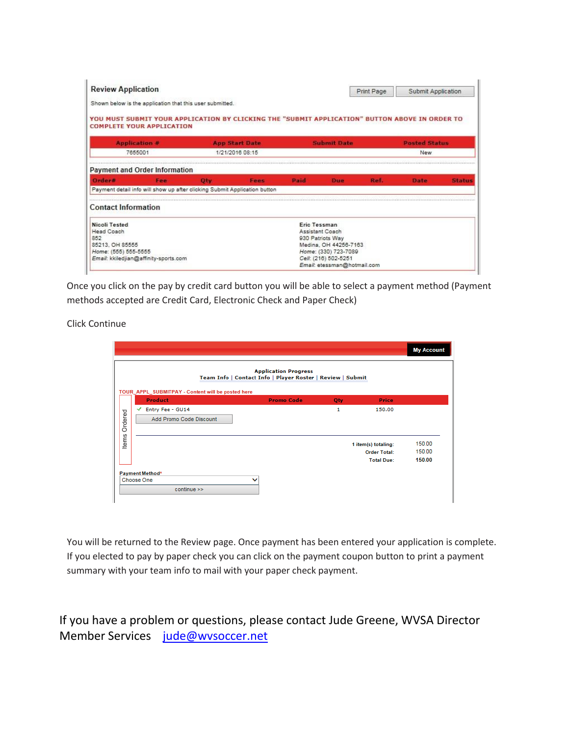## Review Application

Print Page | Submit Application

Shown below is the application that this user submitted.

**YOU MUST SUBMIT YOUR APPLICATION BY CLICKING THE "SUBMIT APPLICATION" BUTTON ABOVE IN ORDER TO COMPLETE YOUR APPLICATION**

| Application # | App Start Date | Submit Date | Posted Status |
| --- | --- | --- | --- |
| 7655001 | 1/21/2016 08:15 | | New |

### Payment and Order Information

| Order# | Fee | Qty | Fees | Paid | Due | Ref. | Date | Status |
| --- | --- | --- | --- | --- | --- | --- | --- | --- |
| Payment detail info will show up after clicking Submit Application button | | | | | | | | |

### Contact Information

**Nicoli Tested**
Head Coach
852
85213, OH 85555
*Home:* (555) 555-5555
*Email:* kkiledjian@affinity-sports.com

**Eric Tessman**
Assistant Coach
930 Patriots Way
Medina, OH 44256-7163
*Home:* (330) 723-7089
*Cell:* (216) 502-5251
*Email:* etessman@hotmail.com

Once you click on the pay by credit card button you will be able to select a payment method (Payment methods accepted are Credit Card, Electronic Check and Paper Check)

Click Continue

My Account

**Application Progress**
Team Info | Contact Info | Player Roster | Review | Submit

TOUR_APPL_SUBMITPAY - Content will be posted here

Items Ordered

| Product | Promo Code | Qty | Price |
| --- | --- | --- | --- |
| ✓ Entry Fee - GU14 | | 1 | 150.00 |

Add Promo Code Discount

1 item(s) totaling: 150.00
Order Total: 150.00
Total Due: **150.00**

Payment Method*
Choose One
continue >>

You will be returned to the Review page. Once payment has been entered your application is complete. If you elected to pay by paper check you can click on the payment coupon button to print a payment summary with your team info to mail with your paper check payment.

If you have a problem or questions, please contact Jude Greene, WVSA Director Member Services [jude@wvsoccer.net](mailto:jude@wvsoccer.net)